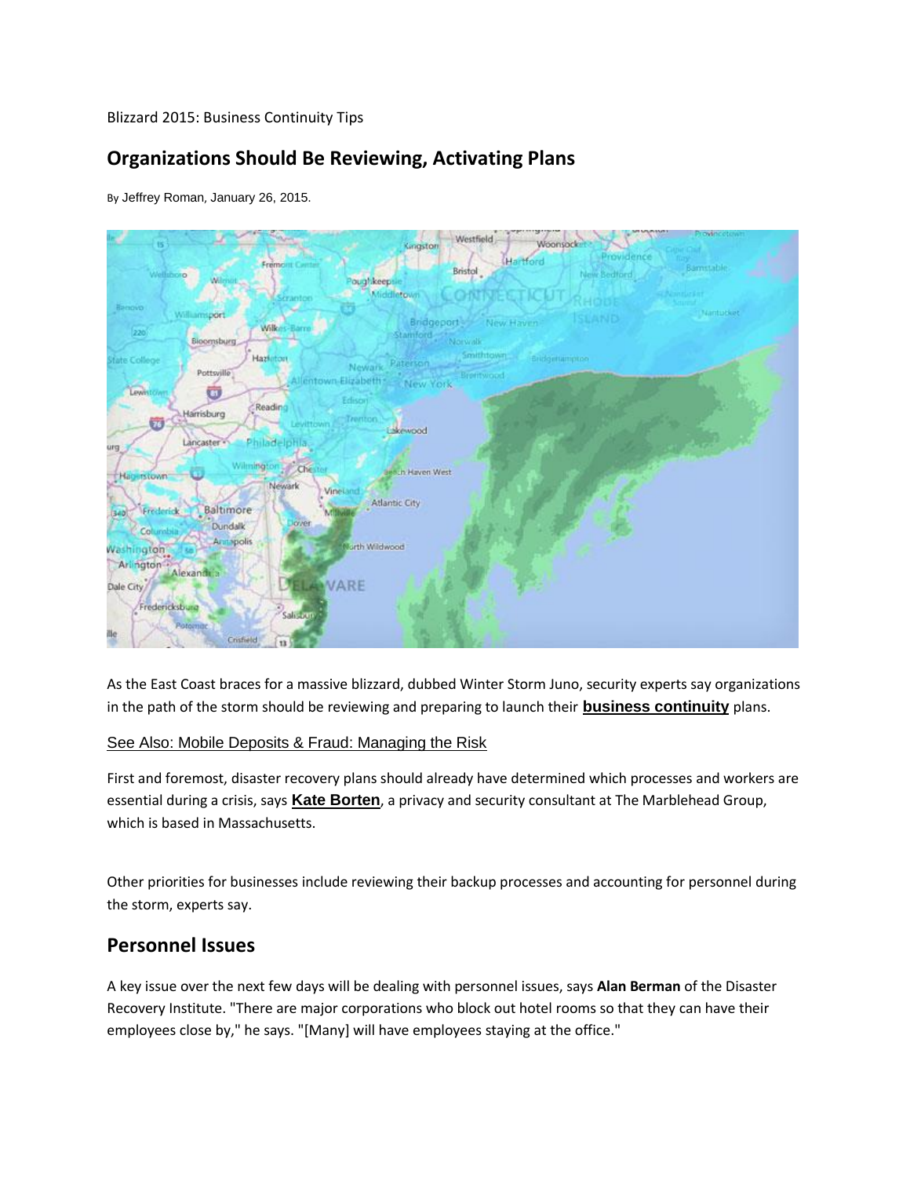Blizzard 2015: Business Continuity Tips

# Organizations Should Be Reviewing, Activating Plans

By Jeffrey Roman, January 26, 2015.

As the East Coast braces for a massive blizzard, dubbed Winter Storm Juno, security experts say organizations in the path of the storm should be reviewing and preparing to launch their **business continuity** plans.

See Also: Mobile Deposits & Fraud: Managing the Risk

First and foremost, disaster recovery plans should already have determined which processes and workers are essential during a crisis, says **Kate Borten**, a privacy and security consultant at The Marblehead Group, which is based in Massachusetts.

Other priorities for businesses include reviewing their backup processes and accounting for personnel during the storm, experts say.

## Personnel Issues

A key issue over the next few days will be dealing with personnel issues, says **Alan Berman** of the Disaster Recovery Institute. "There are major corporations who block out hotel rooms so that they can have their employees close by," he says. "[Many] will have employees staying at the office."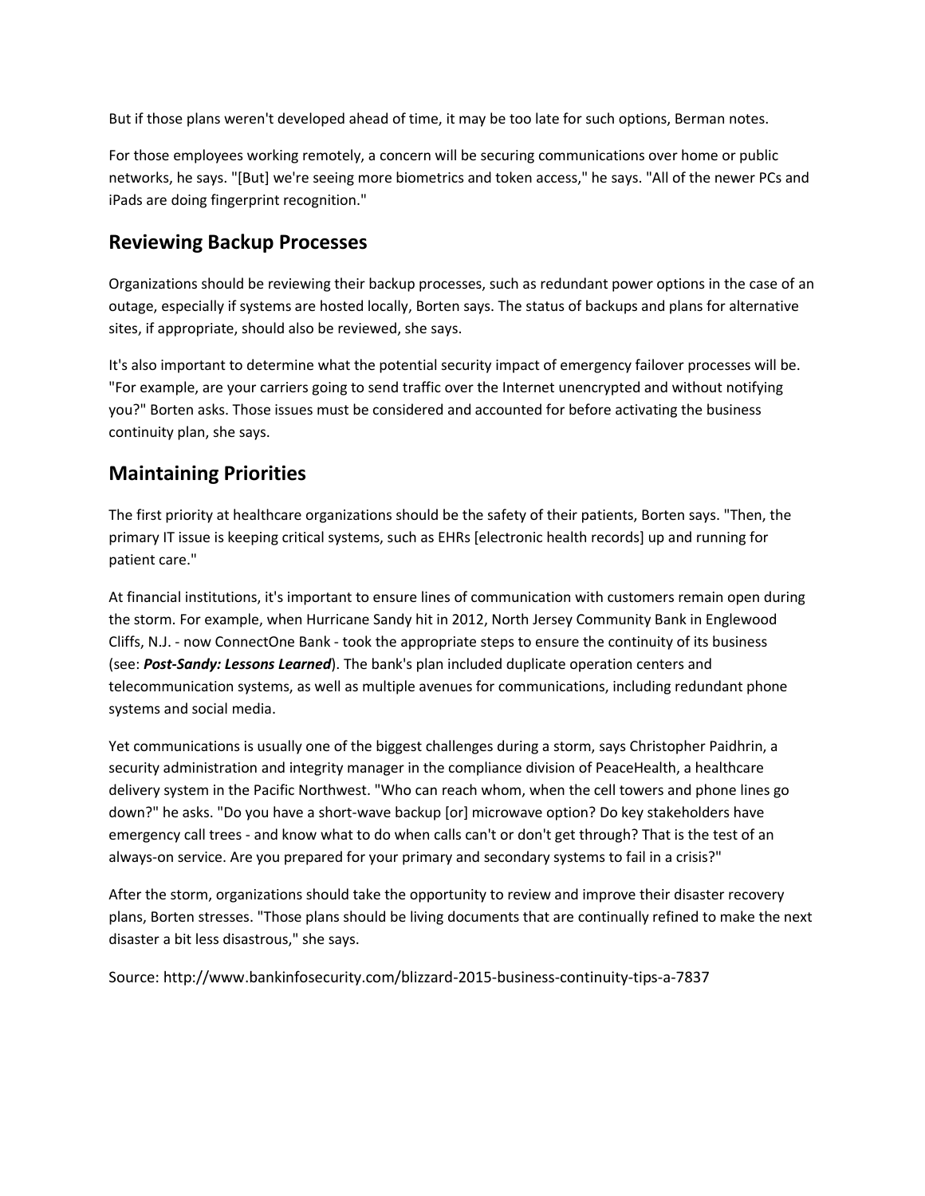But if those plans weren't developed ahead of time, it may be too late for such options, Berman notes.

For those employees working remotely, a concern will be securing communications over home or public networks, he says. "[But] we're seeing more biometrics and token access," he says. "All of the newer PCs and iPads are doing fingerprint recognition."

## Reviewing Backup Processes

Organizations should be reviewing their backup processes, such as redundant power options in the case of an outage, especially if systems are hosted locally, Borten says. The status of backups and plans for alternative sites, if appropriate, should also be reviewed, she says.

It's also important to determine what the potential security impact of emergency failover processes will be. "For example, are your carriers going to send traffic over the Internet unencrypted and without notifying you?" Borten asks. Those issues must be considered and accounted for before activating the business continuity plan, she says.

## Maintaining Priorities

The first priority at healthcare organizations should be the safety of their patients, Borten says. "Then, the primary IT issue is keeping critical systems, such as EHRs [electronic health records] up and running for patient care."

At financial institutions, it's important to ensure lines of communication with customers remain open during the storm. For example, when Hurricane Sandy hit in 2012, North Jersey Community Bank in Englewood Cliffs, N.J. - now ConnectOne Bank - took the appropriate steps to ensure the continuity of its business (see: ***Post-Sandy: Lessons Learned***). The bank's plan included duplicate operation centers and telecommunication systems, as well as multiple avenues for communications, including redundant phone systems and social media.

Yet communications is usually one of the biggest challenges during a storm, says Christopher Paidhrin, a security administration and integrity manager in the compliance division of PeaceHealth, a healthcare delivery system in the Pacific Northwest. "Who can reach whom, when the cell towers and phone lines go down?" he asks. "Do you have a short-wave backup [or] microwave option? Do key stakeholders have emergency call trees - and know what to do when calls can't or don't get through? That is the test of an always-on service. Are you prepared for your primary and secondary systems to fail in a crisis?"

After the storm, organizations should take the opportunity to review and improve their disaster recovery plans, Borten stresses. "Those plans should be living documents that are continually refined to make the next disaster a bit less disastrous," she says.

Source: http://www.bankinfosecurity.com/blizzard-2015-business-continuity-tips-a-7837